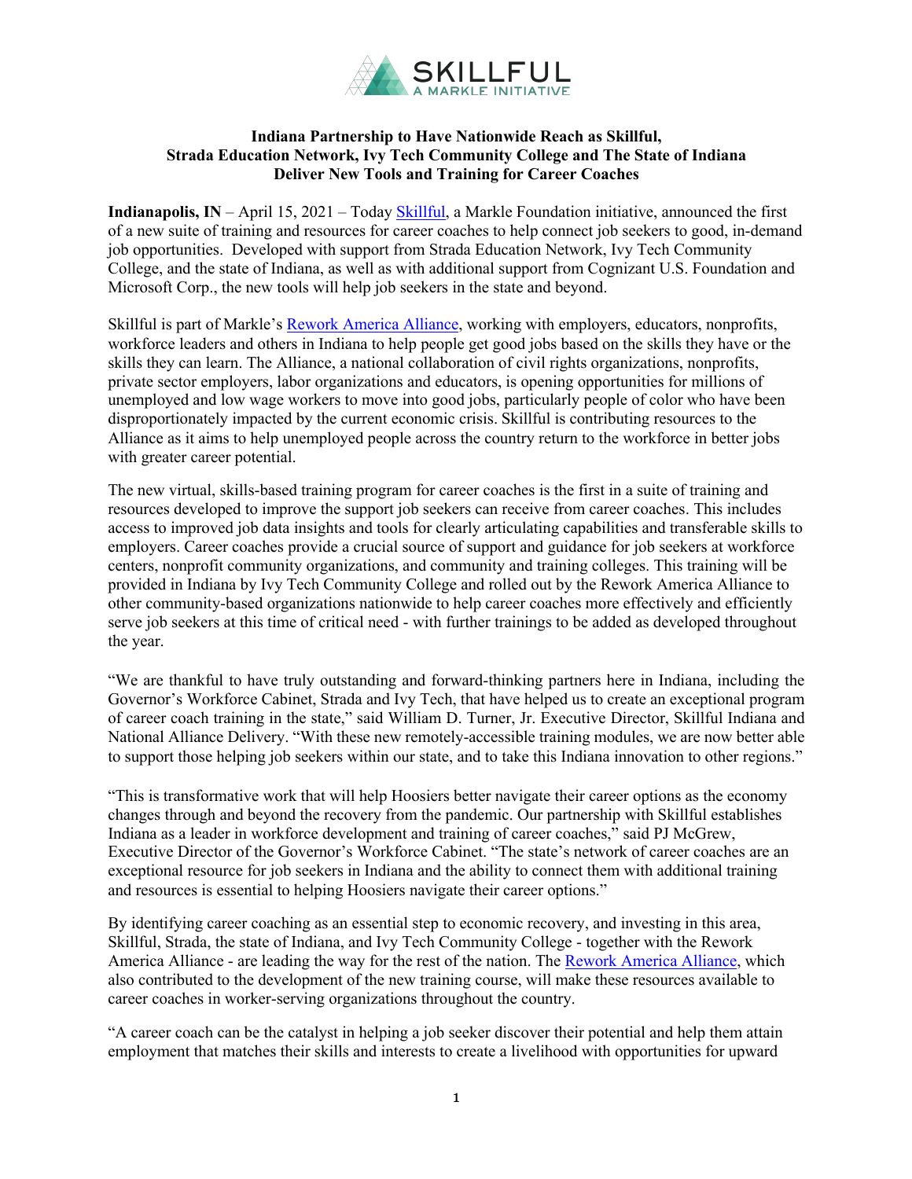SKILLFUL
A MARKLE INITIATIVE

**Indiana Partnership to Have Nationwide Reach as Skillful, Strada Education Network, Ivy Tech Community College and The State of Indiana Deliver New Tools and Training for Career Coaches**

**Indianapolis, IN** – April 15, 2021 – Today Skillful, a Markle Foundation initiative, announced the first of a new suite of training and resources for career coaches to help connect job seekers to good, in-demand job opportunities. Developed with support from Strada Education Network, Ivy Tech Community College, and the state of Indiana, as well as with additional support from Cognizant U.S. Foundation and Microsoft Corp., the new tools will help job seekers in the state and beyond.

Skillful is part of Markle's Rework America Alliance, working with employers, educators, nonprofits, workforce leaders and others in Indiana to help people get good jobs based on the skills they have or the skills they can learn. The Alliance, a national collaboration of civil rights organizations, nonprofits, private sector employers, labor organizations and educators, is opening opportunities for millions of unemployed and low wage workers to move into good jobs, particularly people of color who have been disproportionately impacted by the current economic crisis. Skillful is contributing resources to the Alliance as it aims to help unemployed people across the country return to the workforce in better jobs with greater career potential.

The new virtual, skills-based training program for career coaches is the first in a suite of training and resources developed to improve the support job seekers can receive from career coaches. This includes access to improved job data insights and tools for clearly articulating capabilities and transferable skills to employers. Career coaches provide a crucial source of support and guidance for job seekers at workforce centers, nonprofit community organizations, and community and training colleges. This training will be provided in Indiana by Ivy Tech Community College and rolled out by the Rework America Alliance to other community-based organizations nationwide to help career coaches more effectively and efficiently serve job seekers at this time of critical need - with further trainings to be added as developed throughout the year.

"We are thankful to have truly outstanding and forward-thinking partners here in Indiana, including the Governor's Workforce Cabinet, Strada and Ivy Tech, that have helped us to create an exceptional program of career coach training in the state," said William D. Turner, Jr. Executive Director, Skillful Indiana and National Alliance Delivery. "With these new remotely-accessible training modules, we are now better able to support those helping job seekers within our state, and to take this Indiana innovation to other regions."

"This is transformative work that will help Hoosiers better navigate their career options as the economy changes through and beyond the recovery from the pandemic. Our partnership with Skillful establishes Indiana as a leader in workforce development and training of career coaches," said PJ McGrew, Executive Director of the Governor's Workforce Cabinet. "The state's network of career coaches are an exceptional resource for job seekers in Indiana and the ability to connect them with additional training and resources is essential to helping Hoosiers navigate their career options."

By identifying career coaching as an essential step to economic recovery, and investing in this area, Skillful, Strada, the state of Indiana, and Ivy Tech Community College - together with the Rework America Alliance - are leading the way for the rest of the nation. The Rework America Alliance, which also contributed to the development of the new training course, will make these resources available to career coaches in worker-serving organizations throughout the country.

"A career coach can be the catalyst in helping a job seeker discover their potential and help them attain employment that matches their skills and interests to create a livelihood with opportunities for upward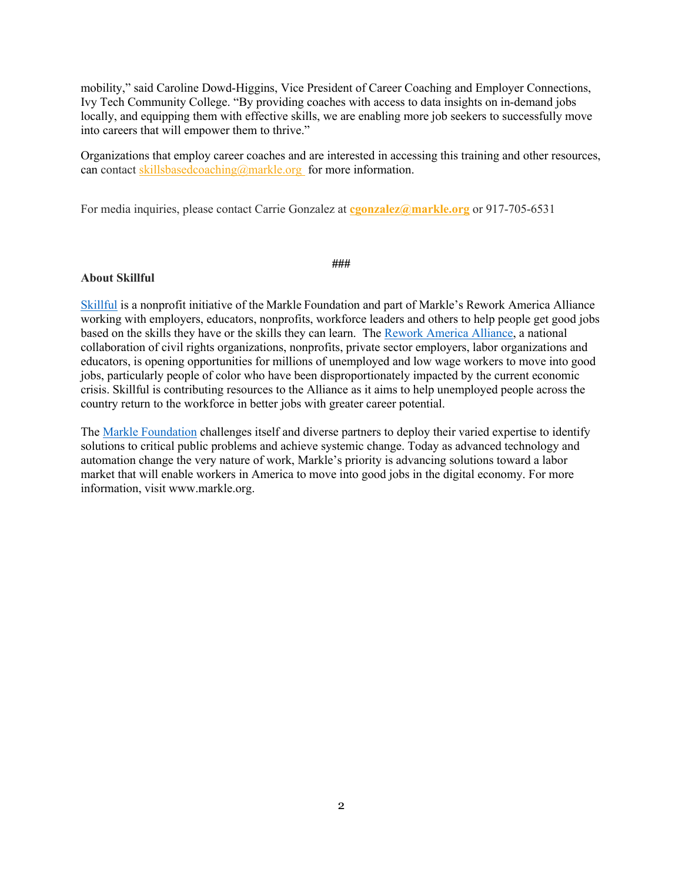mobility," said Caroline Dowd-Higgins, Vice President of Career Coaching and Employer Connections, Ivy Tech Community College. "By providing coaches with access to data insights on in-demand jobs locally, and equipping them with effective skills, we are enabling more job seekers to successfully move into careers that will empower them to thrive."

Organizations that employ career coaches and are interested in accessing this training and other resources, can contact skillsbasedcoaching@markle.org for more information.

For media inquiries, please contact Carrie Gonzalez at **cgonzalez@markle.org** or 917-705-6531

###

**About Skillful**

Skillful is a nonprofit initiative of the Markle Foundation and part of Markle's Rework America Alliance working with employers, educators, nonprofits, workforce leaders and others to help people get good jobs based on the skills they have or the skills they can learn. The Rework America Alliance, a national collaboration of civil rights organizations, nonprofits, private sector employers, labor organizations and educators, is opening opportunities for millions of unemployed and low wage workers to move into good jobs, particularly people of color who have been disproportionately impacted by the current economic crisis. Skillful is contributing resources to the Alliance as it aims to help unemployed people across the country return to the workforce in better jobs with greater career potential.

The Markle Foundation challenges itself and diverse partners to deploy their varied expertise to identify solutions to critical public problems and achieve systemic change. Today as advanced technology and automation change the very nature of work, Markle's priority is advancing solutions toward a labor market that will enable workers in America to move into good jobs in the digital economy. For more information, visit www.markle.org.